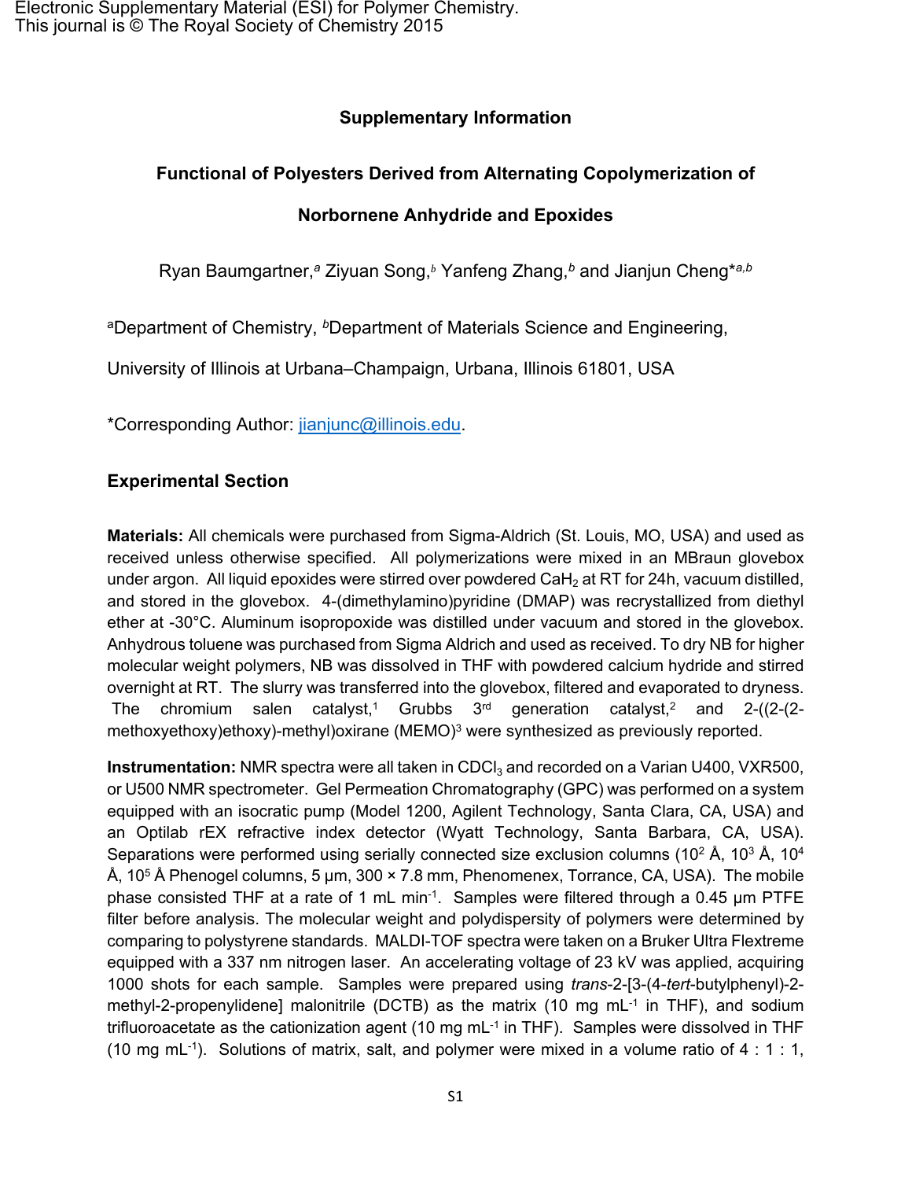Electronic Supplementary Material (ESI) for Polymer Chemistry.
This journal is © The Royal Society of Chemistry 2015

**Supplementary Information**

# Functional of Polyesters Derived from Alternating Copolymerization of Norbornene Anhydride and Epoxides

Ryan Baumgartner,[a] Ziyuan Song,[b] Yanfeng Zhang,[b] and Jianjun Cheng*[a,b]

[a]Department of Chemistry, [b]Department of Materials Science and Engineering,

University of Illinois at Urbana–Champaign, Urbana, Illinois 61801, USA

*Corresponding Author: jianjunc@illinois.edu.

## Experimental Section

**Materials:** All chemicals were purchased from Sigma-Aldrich (St. Louis, MO, USA) and used as received unless otherwise specified. All polymerizations were mixed in an MBraun glovebox under argon. All liquid epoxides were stirred over powdered $CaH_2$ at RT for 24h, vacuum distilled, and stored in the glovebox. 4-(dimethylamino)pyridine (DMAP) was recrystallized from diethyl ether at -30°C. Aluminum isopropoxide was distilled under vacuum and stored in the glovebox. Anhydrous toluene was purchased from Sigma Aldrich and used as received. To dry NB for higher molecular weight polymers, NB was dissolved in THF with powdered calcium hydride and stirred overnight at RT. The slurry was transferred into the glovebox, filtered and evaporated to dryness. The chromium salen catalyst,[1] Grubbs 3[rd] generation catalyst,[2] and 2-((2-(2-methoxyethoxy)ethoxy)-methyl)oxirane (MEMO)[3] were synthesized as previously reported.

**Instrumentation:** NMR spectra were all taken in $CDCl_3$ and recorded on a Varian U400, VXR500, or U500 NMR spectrometer. Gel Permeation Chromatography (GPC) was performed on a system equipped with an isocratic pump (Model 1200, Agilent Technology, Santa Clara, CA, USA) and an Optilab rEX refractive index detector (Wyatt Technology, Santa Barbara, CA, USA). Separations were performed using serially connected size exclusion columns ($10^2$ Å, $10^3$ Å, $10^4$ Å, $10^5$ Å Phenogel columns, 5 μm, 300 × 7.8 mm, Phenomenex, Torrance, CA, USA). The mobile phase consisted THF at a rate of 1 mL $min^{-1}$. Samples were filtered through a 0.45 μm PTFE filter before analysis. The molecular weight and polydispersity of polymers were determined by comparing to polystyrene standards. MALDI-TOF spectra were taken on a Bruker Ultra Flextreme equipped with a 337 nm nitrogen laser. An accelerating voltage of 23 kV was applied, acquiring 1000 shots for each sample. Samples were prepared using *trans*-2-[3-(4-*tert*-butylphenyl)-2-methyl-2-propenylidene] malonitrile (DCTB) as the matrix (10 mg $mL^{-1}$ in THF), and sodium trifluoroacetate as the cationization agent (10 mg $mL^{-1}$ in THF). Samples were dissolved in THF (10 mg $mL^{-1}$). Solutions of matrix, salt, and polymer were mixed in a volume ratio of 4 : 1 : 1,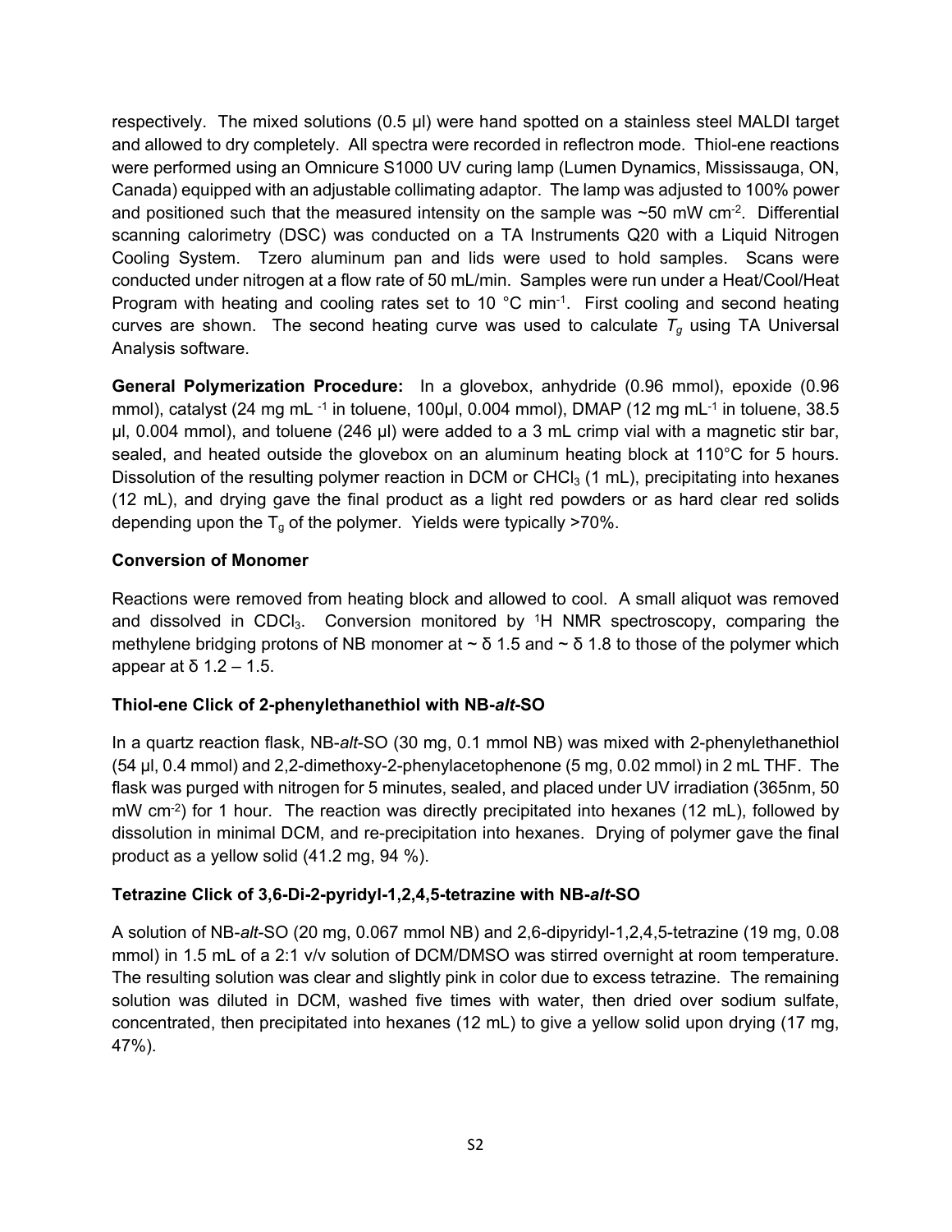respectively. The mixed solutions (0.5 µl) were hand spotted on a stainless steel MALDI target and allowed to dry completely. All spectra were recorded in reflectron mode. Thiol-ene reactions were performed using an Omnicure S1000 UV curing lamp (Lumen Dynamics, Mississauga, ON, Canada) equipped with an adjustable collimating adaptor. The lamp was adjusted to 100% power and positioned such that the measured intensity on the sample was ~50 mW cm$^{-2}$. Differential scanning calorimetry (DSC) was conducted on a TA Instruments Q20 with a Liquid Nitrogen Cooling System. Tzero aluminum pan and lids were used to hold samples. Scans were conducted under nitrogen at a flow rate of 50 mL/min. Samples were run under a Heat/Cool/Heat Program with heating and cooling rates set to 10 °C min$^{-1}$. First cooling and second heating curves are shown. The second heating curve was used to calculate $T_g$ using TA Universal Analysis software.

**General Polymerization Procedure:** In a glovebox, anhydride (0.96 mmol), epoxide (0.96 mmol), catalyst (24 mg mL$^{-1}$ in toluene, 100µl, 0.004 mmol), DMAP (12 mg mL$^{-1}$ in toluene, 38.5 µl, 0.004 mmol), and toluene (246 µl) were added to a 3 mL crimp vial with a magnetic stir bar, sealed, and heated outside the glovebox on an aluminum heating block at 110°C for 5 hours. Dissolution of the resulting polymer reaction in DCM or $CHCl_3$ (1 mL), precipitating into hexanes (12 mL), and drying gave the final product as a light red powders or as hard clear red solids depending upon the $T_g$ of the polymer. Yields were typically >70%.

**Conversion of Monomer**

Reactions were removed from heating block and allowed to cool. A small aliquot was removed and dissolved in $CDCl_3$. Conversion monitored by $^1H$ NMR spectroscopy, comparing the methylene bridging protons of NB monomer at ~ δ 1.5 and ~ δ 1.8 to those of the polymer which appear at δ 1.2 – 1.5.

**Thiol-ene Click of 2-phenylethanethiol with NB-*alt*-SO**

In a quartz reaction flask, NB-*alt*-SO (30 mg, 0.1 mmol NB) was mixed with 2-phenylethanethiol (54 µl, 0.4 mmol) and 2,2-dimethoxy-2-phenylacetophenone (5 mg, 0.02 mmol) in 2 mL THF. The flask was purged with nitrogen for 5 minutes, sealed, and placed under UV irradiation (365nm, 50 mW cm$^{-2}$) for 1 hour. The reaction was directly precipitated into hexanes (12 mL), followed by dissolution in minimal DCM, and re-precipitation into hexanes. Drying of polymer gave the final product as a yellow solid (41.2 mg, 94 %).

**Tetrazine Click of 3,6-Di-2-pyridyl-1,2,4,5-tetrazine with NB-*alt*-SO**

A solution of NB-*alt*-SO (20 mg, 0.067 mmol NB) and 2,6-dipyridyl-1,2,4,5-tetrazine (19 mg, 0.08 mmol) in 1.5 mL of a 2:1 v/v solution of DCM/DMSO was stirred overnight at room temperature. The resulting solution was clear and slightly pink in color due to excess tetrazine. The remaining solution was diluted in DCM, washed five times with water, then dried over sodium sulfate, concentrated, then precipitated into hexanes (12 mL) to give a yellow solid upon drying (17 mg, 47%).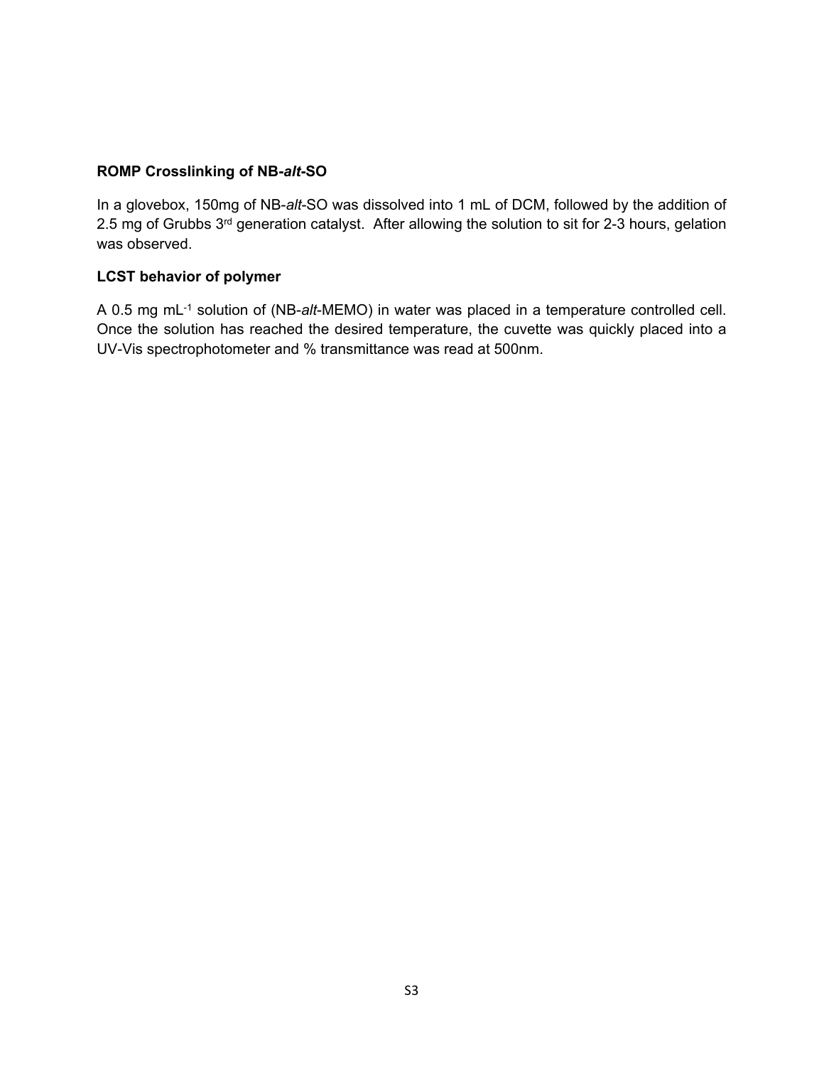**ROMP Crosslinking of NB-*alt*-SO**

In a glovebox, 150mg of NB-*alt*-SO was dissolved into 1 mL of DCM, followed by the addition of 2.5 mg of Grubbs 3rd generation catalyst. After allowing the solution to sit for 2-3 hours, gelation was observed.

**LCST behavior of polymer**

A 0.5 mg $mL^{-1}$ solution of (NB-*alt*-MEMO) in water was placed in a temperature controlled cell. Once the solution has reached the desired temperature, the cuvette was quickly placed into a UV-Vis spectrophotometer and % transmittance was read at 500nm.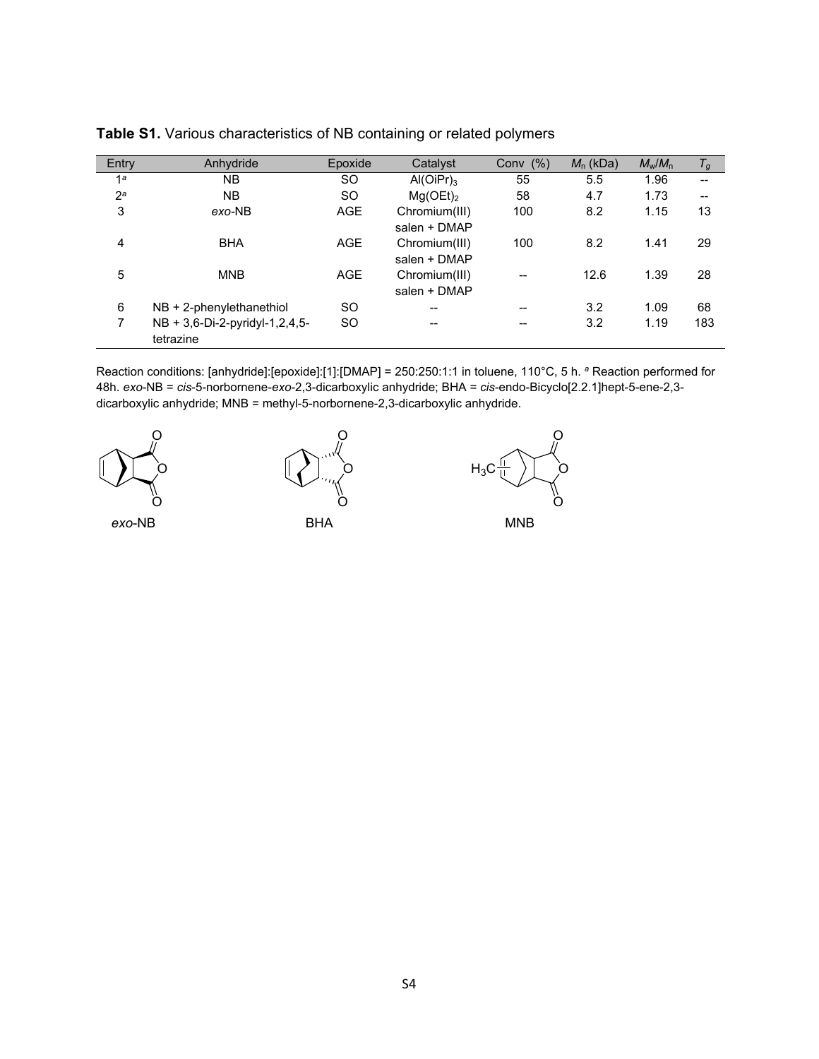**Table S1.** Various characteristics of NB containing or related polymers

| Entry | Anhydride | Epoxide | Catalyst | Conv (%) | $M_n$ (kDa) | $M_w/M_n$ | $T_g$ |
|---|---|---|---|---|---|---|---|
| 1[a] | NB | SO | $Al(OiPr)_3$ | 55 | 5.5 | 1.96 | -- |
| 2[a] | NB | SO | $Mg(OEt)_2$ | 58 | 4.7 | 1.73 | -- |
| 3 | *exo*-NB | AGE | Chromium(III) salen + DMAP | 100 | 8.2 | 1.15 | 13 |
| 4 | BHA | AGE | Chromium(III) salen + DMAP | 100 | 8.2 | 1.41 | 29 |
| 5 | MNB | AGE | Chromium(III) salen + DMAP | -- | 12.6 | 1.39 | 28 |
| 6 | NB + 2-phenylethanethiol | SO | -- | -- | 3.2 | 1.09 | 68 |
| 7 | NB + 3,6-Di-2-pyridyl-1,2,4,5-tetrazine | SO | -- | -- | 3.2 | 1.19 | 183 |

Reaction conditions: [anhydride]:[epoxide]:[1]:[DMAP] = 250:250:1:1 in toluene, 110°C, 5 h. [a] Reaction performed for 48h. *exo*-NB = *cis*-5-norbornene-*exo*-2,3-dicarboxylic anhydride; BHA = *cis*-endo-Bicyclo[2.2.1]hept-5-ene-2,3-dicarboxylic anhydride; MNB = methyl-5-norbornene-2,3-dicarboxylic anhydride.

*exo*-NB BHA MNB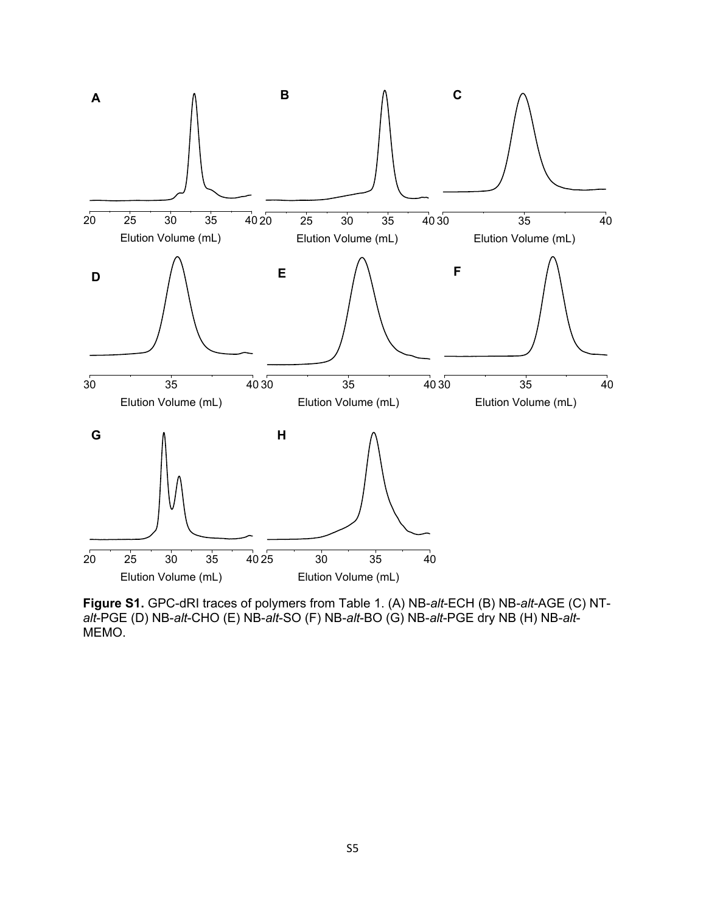**Figure S1.** GPC-dRI traces of polymers from Table 1. (A) NB-*alt*-ECH (B) NB-*alt*-AGE (C) NT-*alt*-PGE (D) NB-*alt*-CHO (E) NB-*alt*-SO (F) NB-*alt*-BO (G) NB-*alt*-PGE dry NB (H) NB-*alt*-MEMO.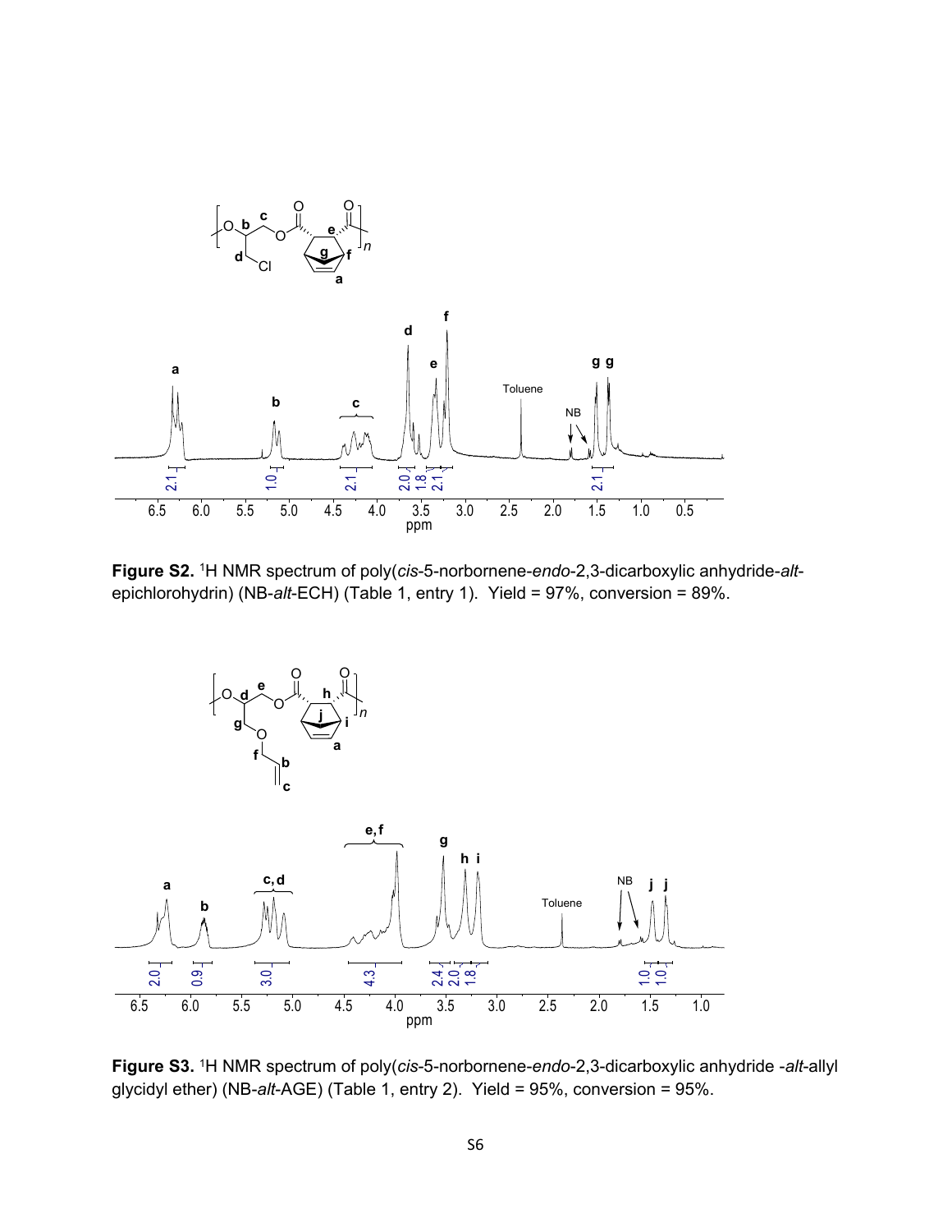**Figure S2.** ¹H NMR spectrum of poly(*cis*-5-norbornene-*endo*-2,3-dicarboxylic anhydride-*alt*-epichlorohydrin) (NB-*alt*-ECH) (Table 1, entry 1). Yield = 97%, conversion = 89%.

**Figure S3.** ¹H NMR spectrum of poly(*cis*-5-norbornene-*endo*-2,3-dicarboxylic anhydride -*alt*-allyl glycidyl ether) (NB-*alt*-AGE) (Table 1, entry 2). Yield = 95%, conversion = 95%.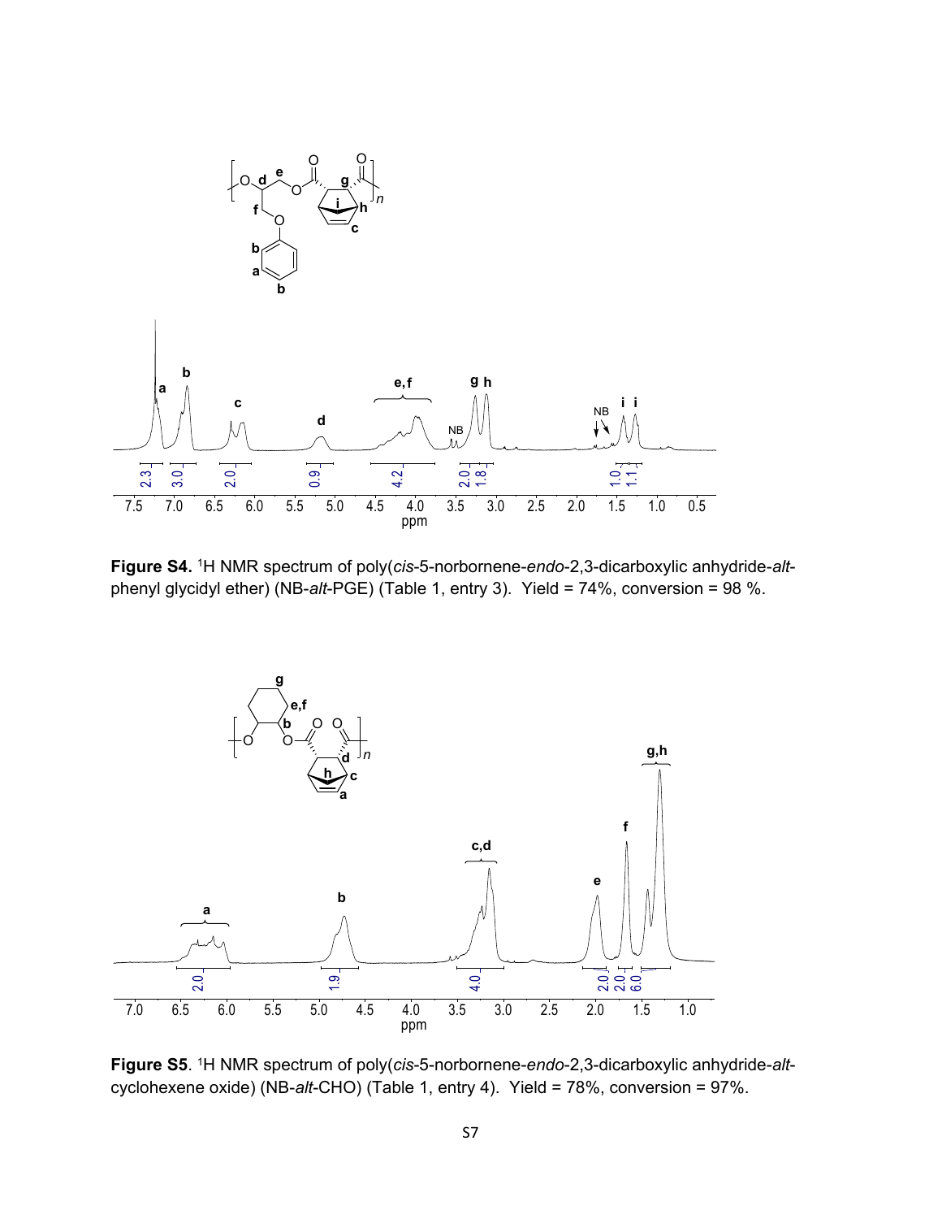**Figure S4.** [1]H NMR spectrum of poly(*cis*-5-norbornene-*endo*-2,3-dicarboxylic anhydride-*alt*-phenyl glycidyl ether) (NB-*alt*-PGE) (Table 1, entry 3). Yield = 74%, conversion = 98 %.

**Figure S5**. [1]H NMR spectrum of poly(*cis*-5-norbornene-*endo*-2,3-dicarboxylic anhydride-*alt*-cyclohexene oxide) (NB-*alt*-CHO) (Table 1, entry 4). Yield = 78%, conversion = 97%.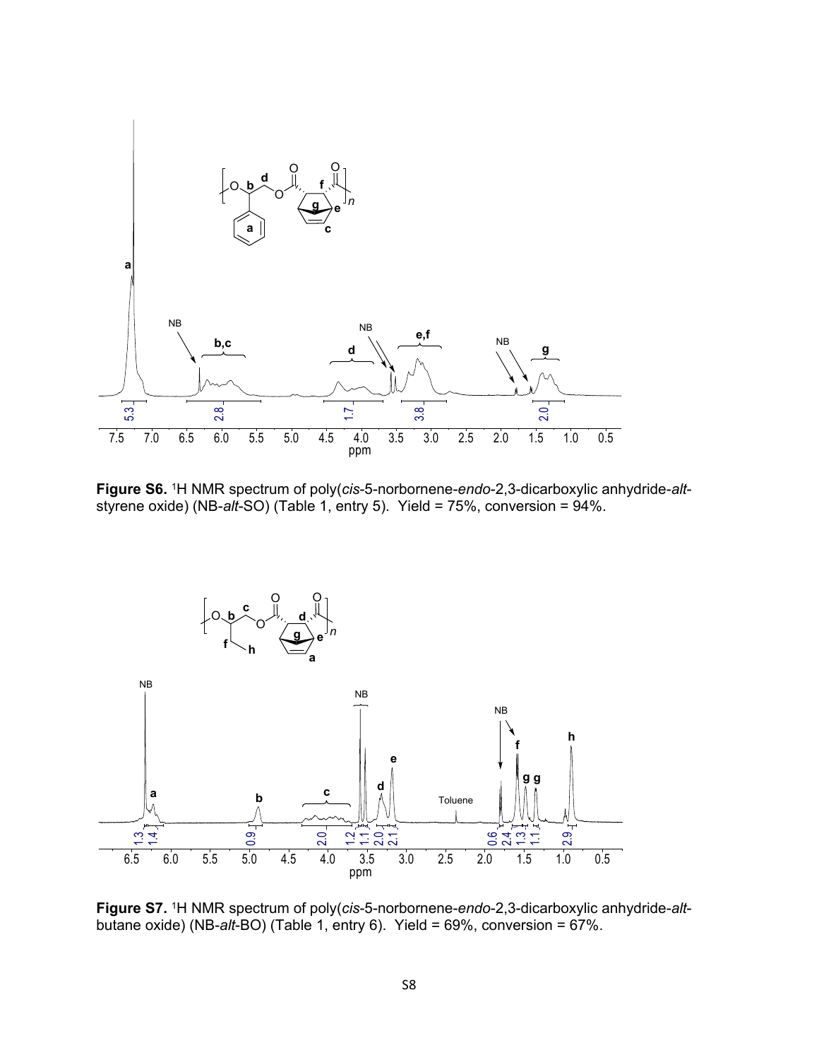**Figure S6.** [1]H NMR spectrum of poly(*cis*-5-norbornene-*endo*-2,3-dicarboxylic anhydride-*alt*-styrene oxide) (NB-*alt*-SO) (Table 1, entry 5). Yield = 75%, conversion = 94%.

**Figure S7.** [1]H NMR spectrum of poly(*cis*-5-norbornene-*endo*-2,3-dicarboxylic anhydride-*alt*-butane oxide) (NB-*alt*-BO) (Table 1, entry 6). Yield = 69%, conversion = 67%.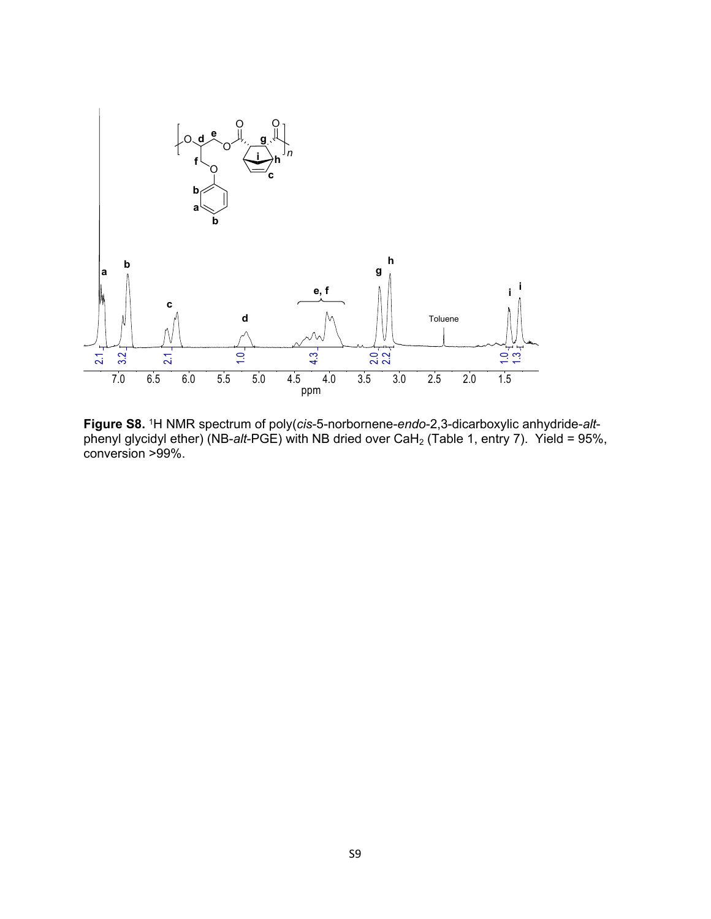**Figure S8.** $^1$H NMR spectrum of poly(*cis*-5-norbornene-*endo*-2,3-dicarboxylic anhydride-*alt*-phenyl glycidyl ether) (NB-*alt*-PGE) with NB dried over $CaH_2$ (Table 1, entry 7). Yield = 95%, conversion >99%.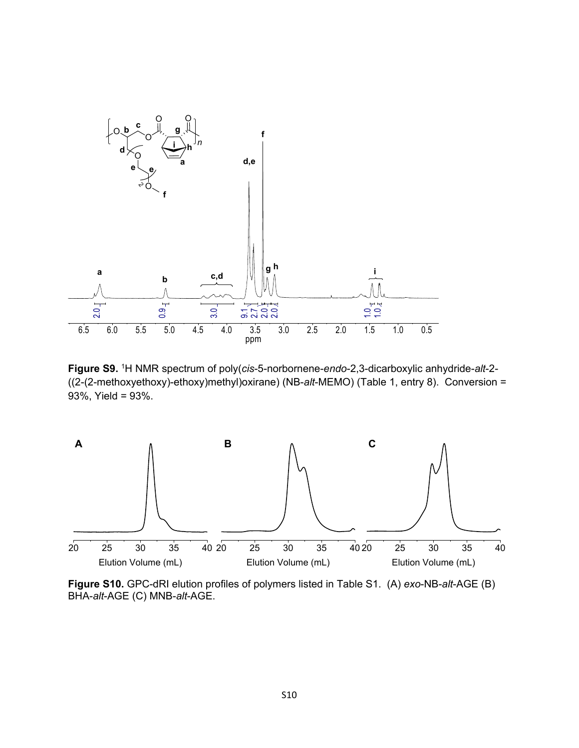**Figure S9.** [1]H NMR spectrum of poly(*cis*-5-norbornene-*endo*-2,3-dicarboxylic anhydride-*alt*-2-((2-(2-methoxyethoxy)-ethoxy)methyl)oxirane) (NB-*alt*-MEMO) (Table 1, entry 8). Conversion = 93%, Yield = 93%.

**Figure S10.** GPC-dRI elution profiles of polymers listed in Table S1. (A) *exo*-NB-*alt*-AGE (B) BHA-*alt*-AGE (C) MNB-*alt*-AGE.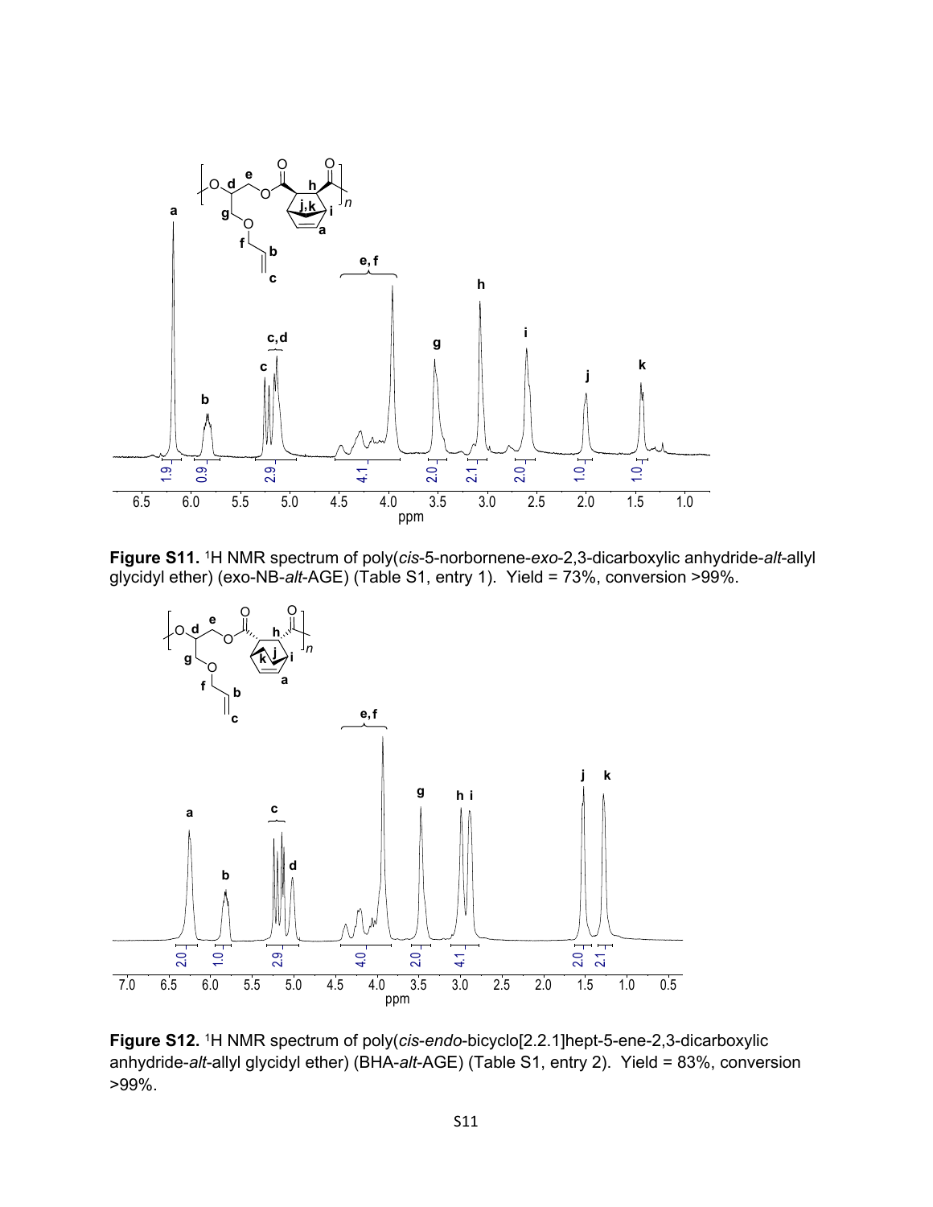**Figure S11.** [1]H NMR spectrum of poly(*cis*-5-norbornene-*exo*-2,3-dicarboxylic anhydride-*alt*-allyl glycidyl ether) (exo-NB-*alt*-AGE) (Table S1, entry 1). Yield = 73%, conversion >99%.

**Figure S12.** [1]H NMR spectrum of poly(*cis*-*endo*-bicyclo[2.2.1]hept-5-ene-2,3-dicarboxylic anhydride-*alt*-allyl glycidyl ether) (BHA-*alt*-AGE) (Table S1, entry 2). Yield = 83%, conversion >99%.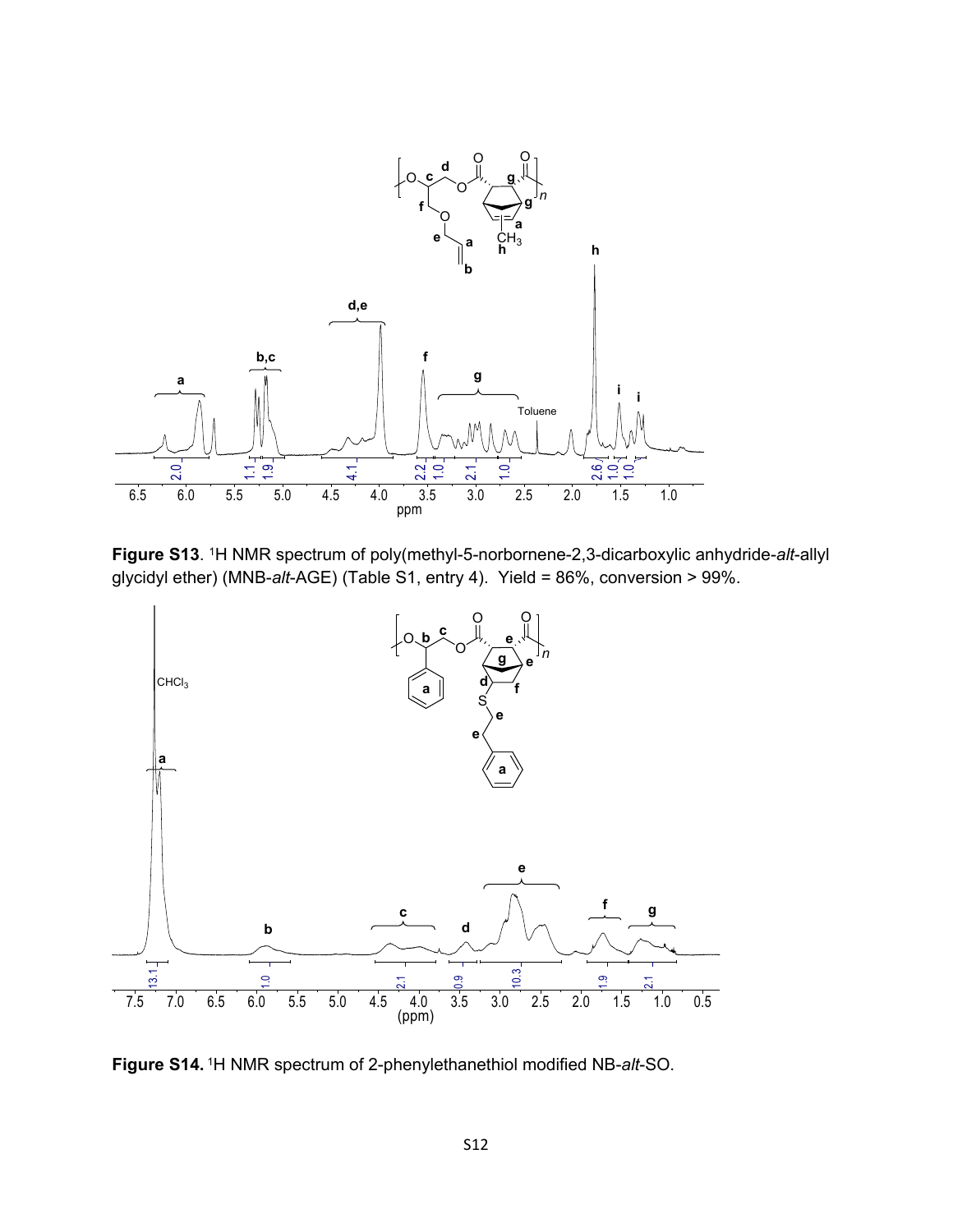**Figure S13**. $^{1}$H NMR spectrum of poly(methyl-5-norbornene-2,3-dicarboxylic anhydride-*alt*-allyl glycidyl ether) (MNB-*alt*-AGE) (Table S1, entry 4). Yield = 86%, conversion > 99%.

**Figure S14.** $^{1}$H NMR spectrum of 2-phenylethanethiol modified NB-*alt*-SO.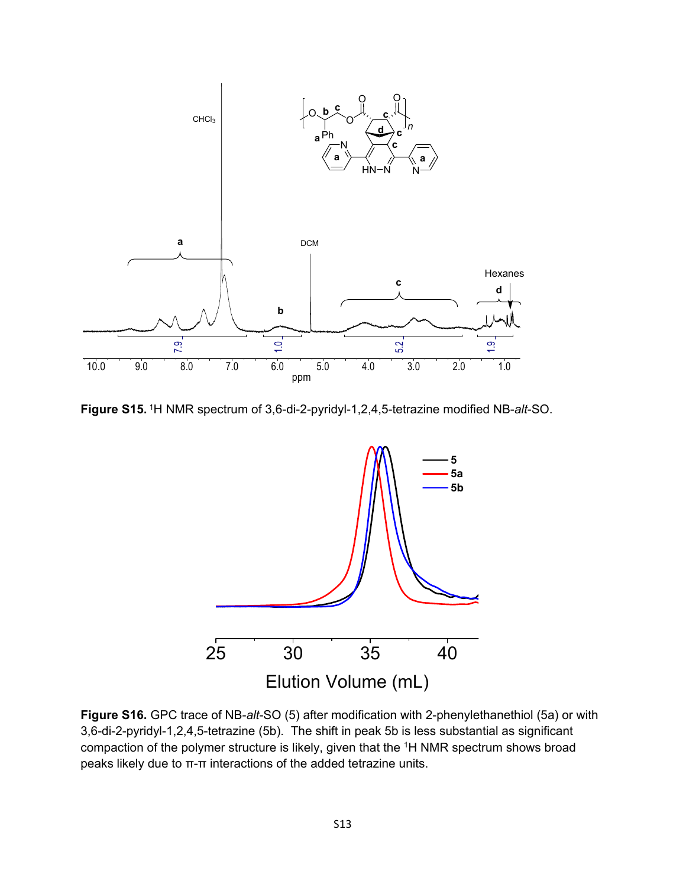**Figure S15.** [1]H NMR spectrum of 3,6-di-2-pyridyl-1,2,4,5-tetrazine modified NB-*alt*-SO.

**Figure S16.** GPC trace of NB-*alt*-SO (5) after modification with 2-phenylethanethiol (5a) or with 3,6-di-2-pyridyl-1,2,4,5-tetrazine (5b). The shift in peak 5b is less substantial as significant compaction of the polymer structure is likely, given that the [1]H NMR spectrum shows broad peaks likely due to π-π interactions of the added tetrazine units.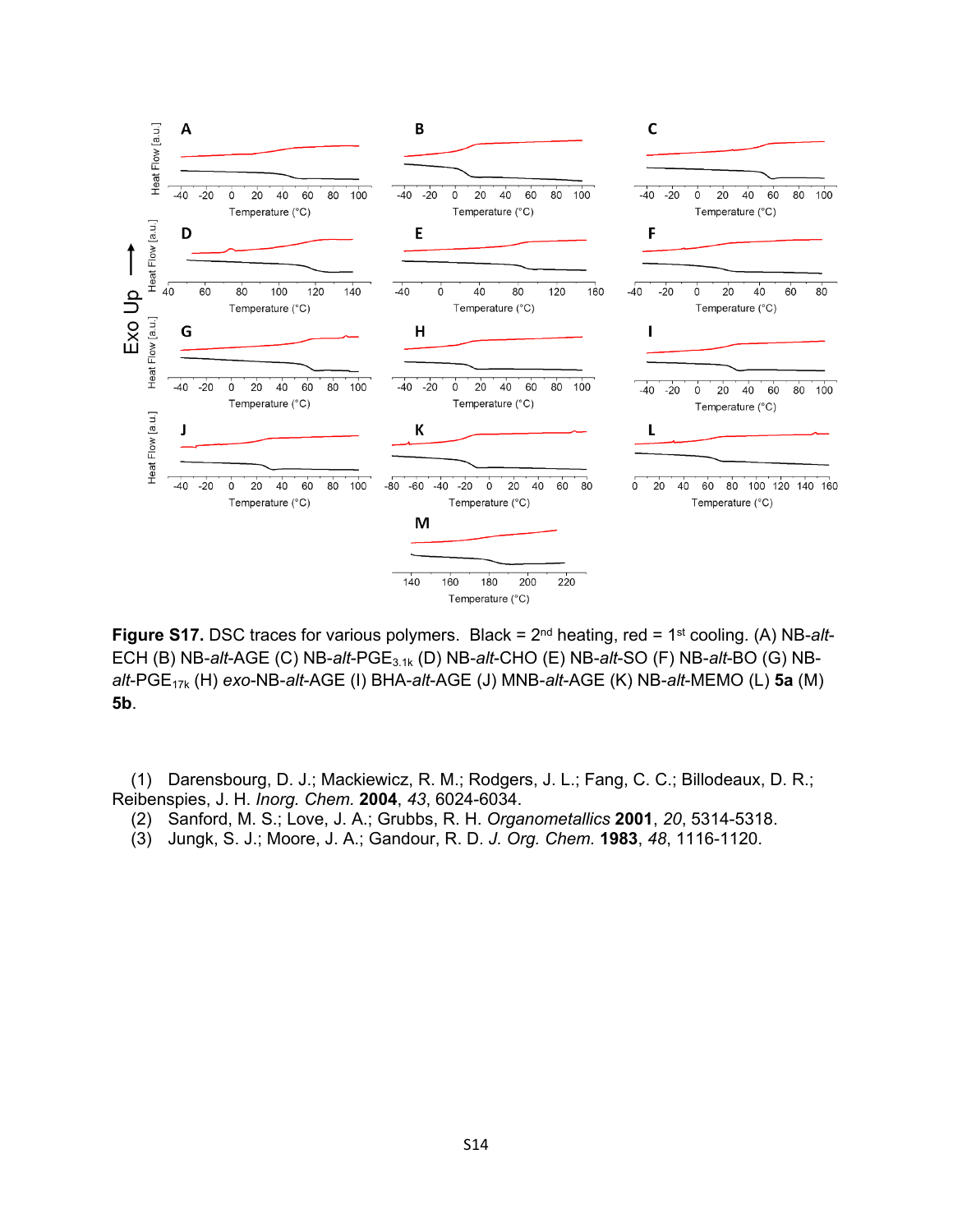Exo Up

A
Heat Flow [a.u.]
-40 -20 0 20 40 60 80 100
Temperature (°C)

B
-40 -20 0 20 40 60 80 100
Temperature (°C)

C
-40 -20 0 20 40 60 80 100
Temperature (°C)

D
Heat Flow [a.u.]
40 60 80 100 120 140
Temperature (°C)

E
-40 0 40 80 120 160
Temperature (°C)

F
-40 -20 0 20 40 60 80
Temperature (°C)

G
Heat Flow [a.u.]
-40 -20 0 20 40 60 80 100
Temperature (°C)

H
-40 -20 0 20 40 60 80 100
Temperature (°C)

I
-40 -20 0 20 40 60 80 100
Temperature (°C)

J
Heat Flow [a.u.]
-40 -20 0 20 40 60 80 100
Temperature (°C)

K
-80 -60 -40 -20 0 20 40 60 80
Temperature (°C)

L
0 20 40 60 80 100 120 140 160
Temperature (°C)

M
140 160 180 200 220
Temperature (°C)

**Figure S17.** DSC traces for various polymers. Black = 2nd heating, red = 1st cooling. (A) NB-*alt*-ECH (B) NB-*alt*-AGE (C) NB-*alt*-$PGE_{3.1k}$ (D) NB-*alt*-CHO (E) NB-*alt*-SO (F) NB-*alt*-BO (G) NB-*alt*-$PGE_{17k}$ (H) *exo*-NB-*alt*-AGE (I) BHA-*alt*-AGE (J) MNB-*alt*-AGE (K) NB-*alt*-MEMO (L) **5a** (M) **5b**.

(1) Darensbourg, D. J.; Mackiewicz, R. M.; Rodgers, J. L.; Fang, C. C.; Billodeaux, D. R.; Reibenspies, J. H. *Inorg. Chem.* **2004**, *43*, 6024-6034.

(2) Sanford, M. S.; Love, J. A.; Grubbs, R. H. *Organometallics* **2001**, *20*, 5314-5318.

(3) Jungk, S. J.; Moore, J. A.; Gandour, R. D. *J. Org. Chem.* **1983**, *48*, 1116-1120.